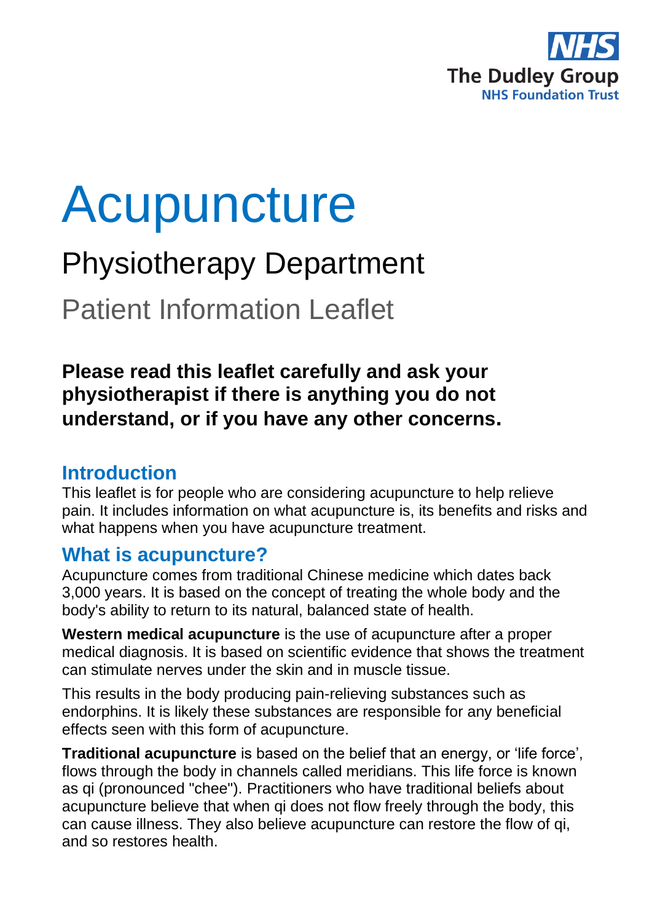The Dudley Group
NHS Foundation Trust

# Acupuncture

## Physiotherapy Department

### Patient Information Leaflet

**Please read this leaflet carefully and ask your physiotherapist if there is anything you do not understand, or if you have any other concerns.**

## Introduction

This leaflet is for people who are considering acupuncture to help relieve pain. It includes information on what acupuncture is, its benefits and risks and what happens when you have acupuncture treatment.

## What is acupuncture?

Acupuncture comes from traditional Chinese medicine which dates back 3,000 years. It is based on the concept of treating the whole body and the body's ability to return to its natural, balanced state of health.

**Western medical acupuncture** is the use of acupuncture after a proper medical diagnosis. It is based on scientific evidence that shows the treatment can stimulate nerves under the skin and in muscle tissue.

This results in the body producing pain-relieving substances such as endorphins. It is likely these substances are responsible for any beneficial effects seen with this form of acupuncture.

**Traditional acupuncture** is based on the belief that an energy, or 'life force', flows through the body in channels called meridians. This life force is known as qi (pronounced "chee"). Practitioners who have traditional beliefs about acupuncture believe that when qi does not flow freely through the body, this can cause illness. They also believe acupuncture can restore the flow of qi, and so restores health.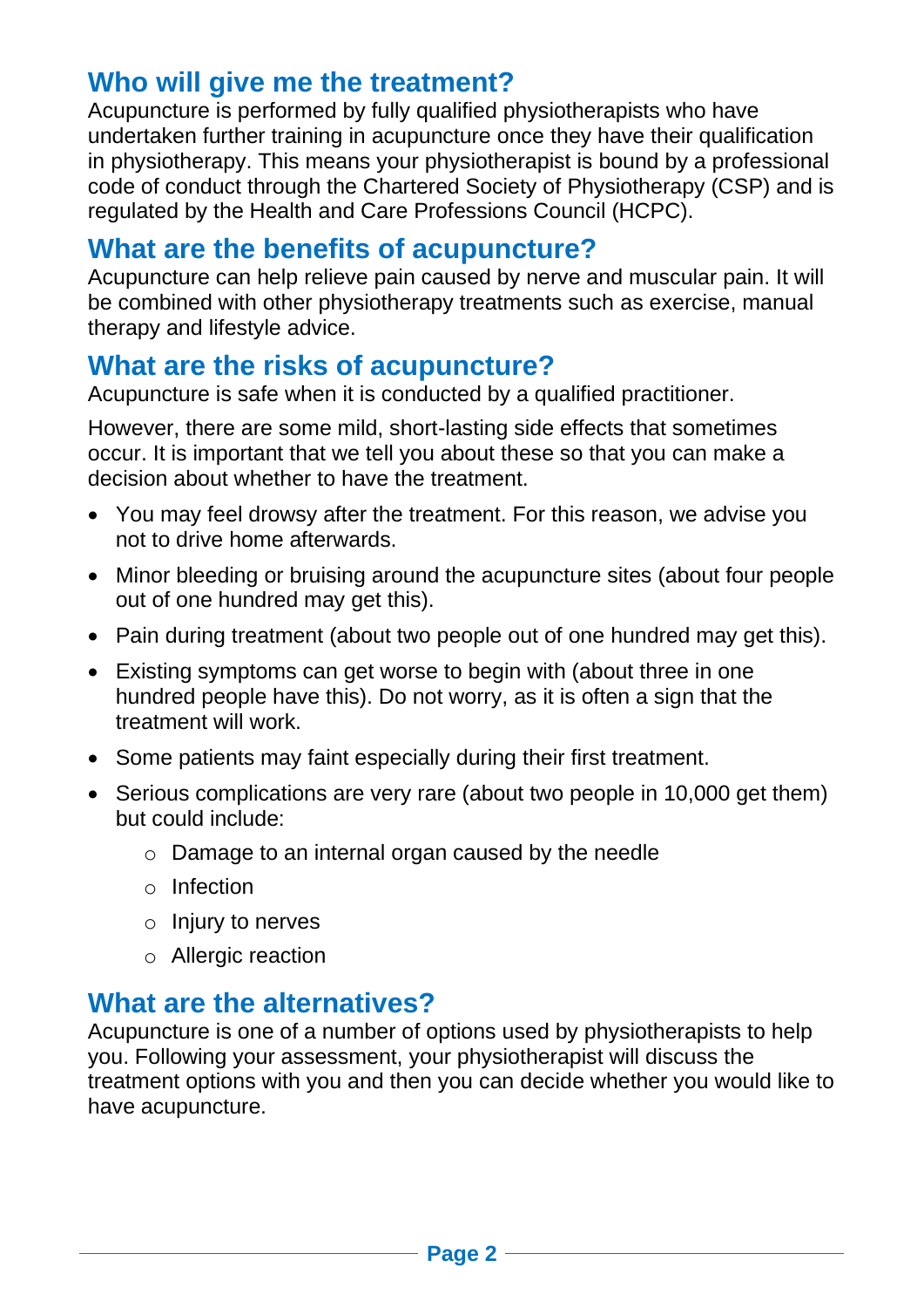## Who will give me the treatment?

Acupuncture is performed by fully qualified physiotherapists who have undertaken further training in acupuncture once they have their qualification in physiotherapy. This means your physiotherapist is bound by a professional code of conduct through the Chartered Society of Physiotherapy (CSP) and is regulated by the Health and Care Professions Council (HCPC).

## What are the benefits of acupuncture?

Acupuncture can help relieve pain caused by nerve and muscular pain. It will be combined with other physiotherapy treatments such as exercise, manual therapy and lifestyle advice.

## What are the risks of acupuncture?

Acupuncture is safe when it is conducted by a qualified practitioner.

However, there are some mild, short-lasting side effects that sometimes occur. It is important that we tell you about these so that you can make a decision about whether to have the treatment.

- You may feel drowsy after the treatment. For this reason, we advise you not to drive home afterwards.
- Minor bleeding or bruising around the acupuncture sites (about four people out of one hundred may get this).
- Pain during treatment (about two people out of one hundred may get this).
- Existing symptoms can get worse to begin with (about three in one hundred people have this). Do not worry, as it is often a sign that the treatment will work.
- Some patients may faint especially during their first treatment.
- Serious complications are very rare (about two people in 10,000 get them) but could include:
    - Damage to an internal organ caused by the needle
    - Infection
    - Injury to nerves
    - Allergic reaction

## What are the alternatives?

Acupuncture is one of a number of options used by physiotherapists to help you. Following your assessment, your physiotherapist will discuss the treatment options with you and then you can decide whether you would like to have acupuncture.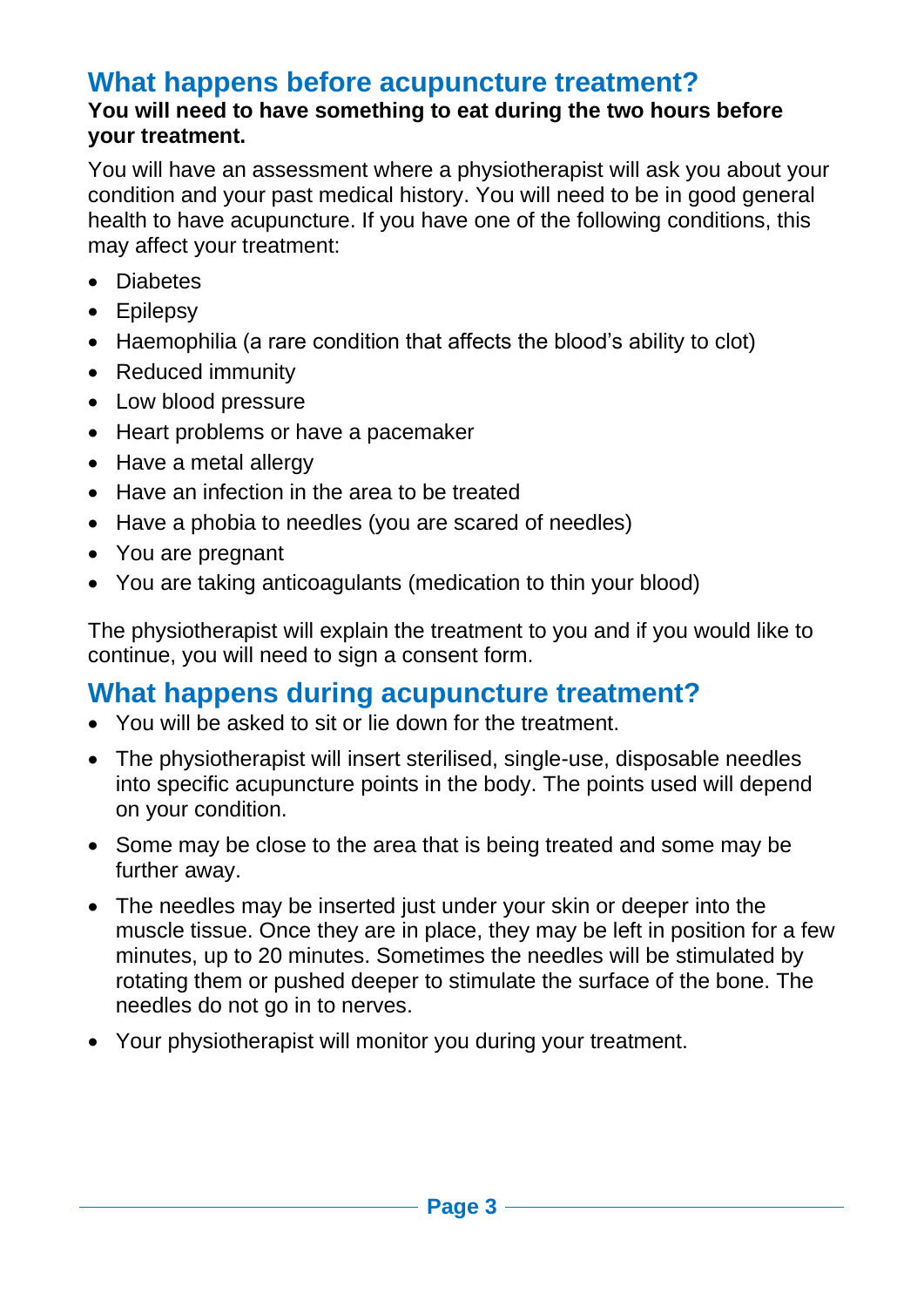## What happens before acupuncture treatment?

**You will need to have something to eat during the two hours before your treatment.**

You will have an assessment where a physiotherapist will ask you about your condition and your past medical history. You will need to be in good general health to have acupuncture. If you have one of the following conditions, this may affect your treatment:

- Diabetes
- Epilepsy
- Haemophilia (a rare condition that affects the blood's ability to clot)
- Reduced immunity
- Low blood pressure
- Heart problems or have a pacemaker
- Have a metal allergy
- Have an infection in the area to be treated
- Have a phobia to needles (you are scared of needles)
- You are pregnant
- You are taking anticoagulants (medication to thin your blood)

The physiotherapist will explain the treatment to you and if you would like to continue, you will need to sign a consent form.

## What happens during acupuncture treatment?

- You will be asked to sit or lie down for the treatment.
- The physiotherapist will insert sterilised, single-use, disposable needles into specific acupuncture points in the body. The points used will depend on your condition.
- Some may be close to the area that is being treated and some may be further away.
- The needles may be inserted just under your skin or deeper into the muscle tissue. Once they are in place, they may be left in position for a few minutes, up to 20 minutes. Sometimes the needles will be stimulated by rotating them or pushed deeper to stimulate the surface of the bone. The needles do not go in to nerves.
- Your physiotherapist will monitor you during your treatment.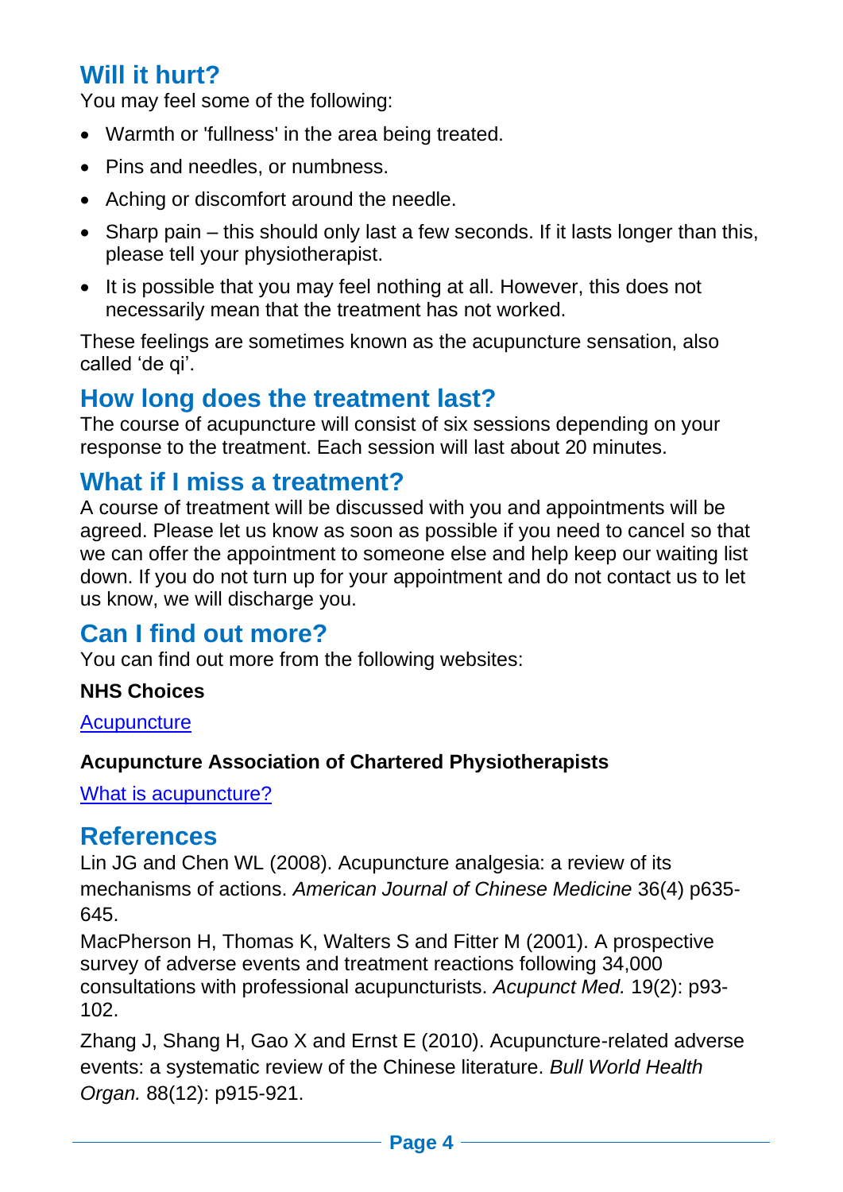## Will it hurt?

You may feel some of the following:

- Warmth or 'fullness' in the area being treated.
- Pins and needles, or numbness.
- Aching or discomfort around the needle.
- Sharp pain – this should only last a few seconds. If it lasts longer than this, please tell your physiotherapist.
- It is possible that you may feel nothing at all. However, this does not necessarily mean that the treatment has not worked.

These feelings are sometimes known as the acupuncture sensation, also called 'de qi'.

## How long does the treatment last?

The course of acupuncture will consist of six sessions depending on your response to the treatment. Each session will last about 20 minutes.

## What if I miss a treatment?

A course of treatment will be discussed with you and appointments will be agreed. Please let us know as soon as possible if you need to cancel so that we can offer the appointment to someone else and help keep our waiting list down. If you do not turn up for your appointment and do not contact us to let us know, we will discharge you.

## Can I find out more?

You can find out more from the following websites:

**NHS Choices**

Acupuncture

**Acupuncture Association of Chartered Physiotherapists**

What is acupuncture?

## References

Lin JG and Chen WL (2008). Acupuncture analgesia: a review of its mechanisms of actions. *American Journal of Chinese Medicine* 36(4) p635-645.

MacPherson H, Thomas K, Walters S and Fitter M (2001). A prospective survey of adverse events and treatment reactions following 34,000 consultations with professional acupuncturists. *Acupunct Med.* 19(2): p93-102.

Zhang J, Shang H, Gao X and Ernst E (2010). Acupuncture-related adverse events: a systematic review of the Chinese literature. *Bull World Health Organ.* 88(12): p915-921.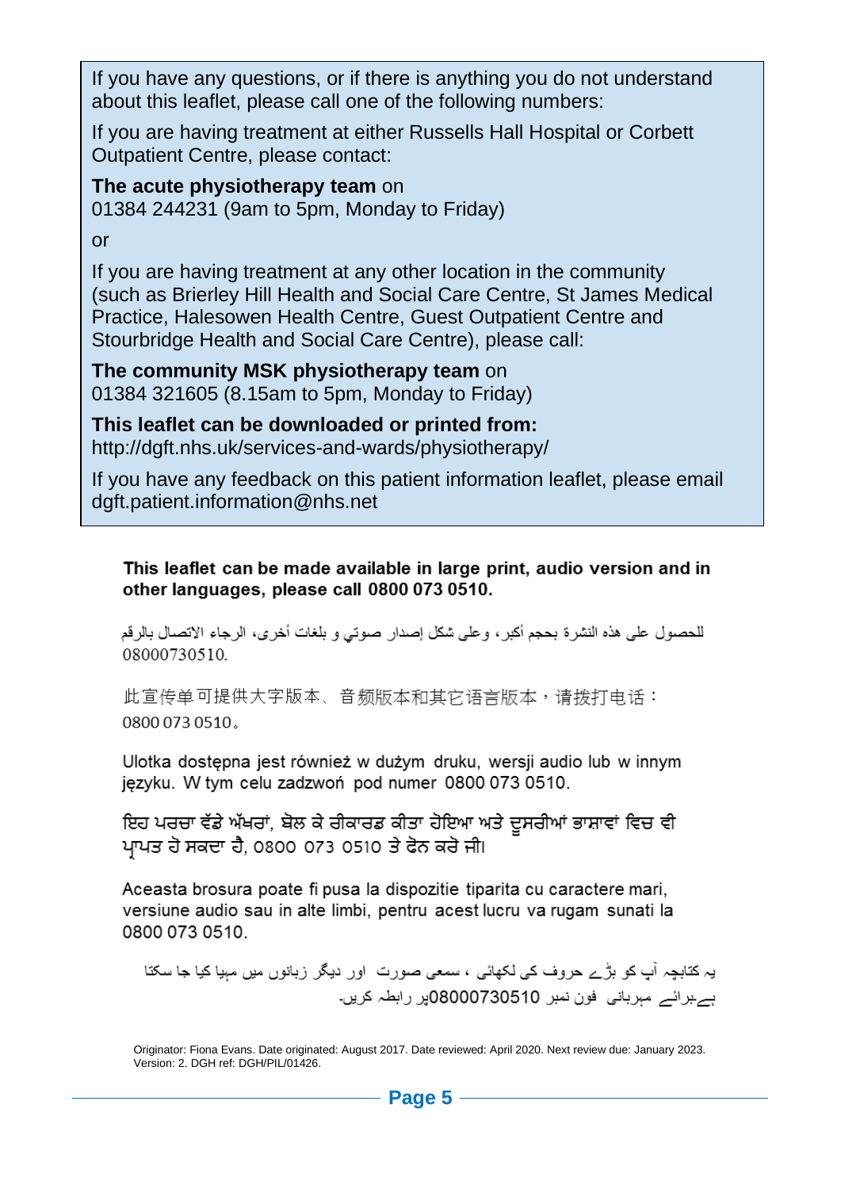If you have any questions, or if there is anything you do not understand about this leaflet, please call one of the following numbers:

If you are having treatment at either Russells Hall Hospital or Corbett Outpatient Centre, please contact:

**The acute physiotherapy team** on
01384 244231 (9am to 5pm, Monday to Friday)

or

If you are having treatment at any other location in the community (such as Brierley Hill Health and Social Care Centre, St James Medical Practice, Halesowen Health Centre, Guest Outpatient Centre and Stourbridge Health and Social Care Centre), please call:

**The community MSK physiotherapy team** on
01384 321605 (8.15am to 5pm, Monday to Friday)

**This leaflet can be downloaded or printed from:**
http://dgft.nhs.uk/services-and-wards/physiotherapy/

If you have any feedback on this patient information leaflet, please email dgft.patient.information@nhs.net

**This leaflet can be made available in large print, audio version and in other languages, please call 0800 073 0510.**

للحصول على هذه النشرة بحجم أكبر، وعلى شكل إصدار صوتي و بلغات أخرى، الرجاء الاتصال بالرقم 08000730510.

此宣传单可提供大字版本、音频版本和其它语言版本，请拨打电话：0800 073 0510。

Ulotka dostępna jest również w dużym druku, wersji audio lub w innym języku. W tym celu zadzwoń pod numer 0800 073 0510.

ਇਹ ਪਰਚਾ ਵੱਡੇ ਅੱਖਰਾਂ, ਬੋਲ ਕੇ ਰੀਕਾਰਡ ਕੀਤਾ ਹੋਇਆ ਅਤੇ ਦੂਸਰੀਆਂ ਭਾਸ਼ਾਵਾਂ ਵਿਚ ਵੀ ਪ੍ਰਾਪਤ ਹੋ ਸਕਦਾ ਹੈ, 0800 073 0510 ਤੇ ਫੋਨ ਕਰੋ ਜੀ।

Aceasta brosura poate fi pusa la dispozitie tiparita cu caractere mari, versiune audio sau in alte limbi, pentru acest lucru va rugam sunati la 0800 073 0510.

یہ کتابچہ آپ کو بڑے حروف کی لکھائی ، سمعی صورت اور دیگر زبانوں میں مہیا کیا جا سکتا ہے۔برائے مہربانی فون نمبر 08000730510پر رابطہ کریں۔

Originator: Fiona Evans. Date originated: August 2017. Date reviewed: April 2020. Next review due: January 2023. Version: 2. DGH ref: DGH/PIL/01426.